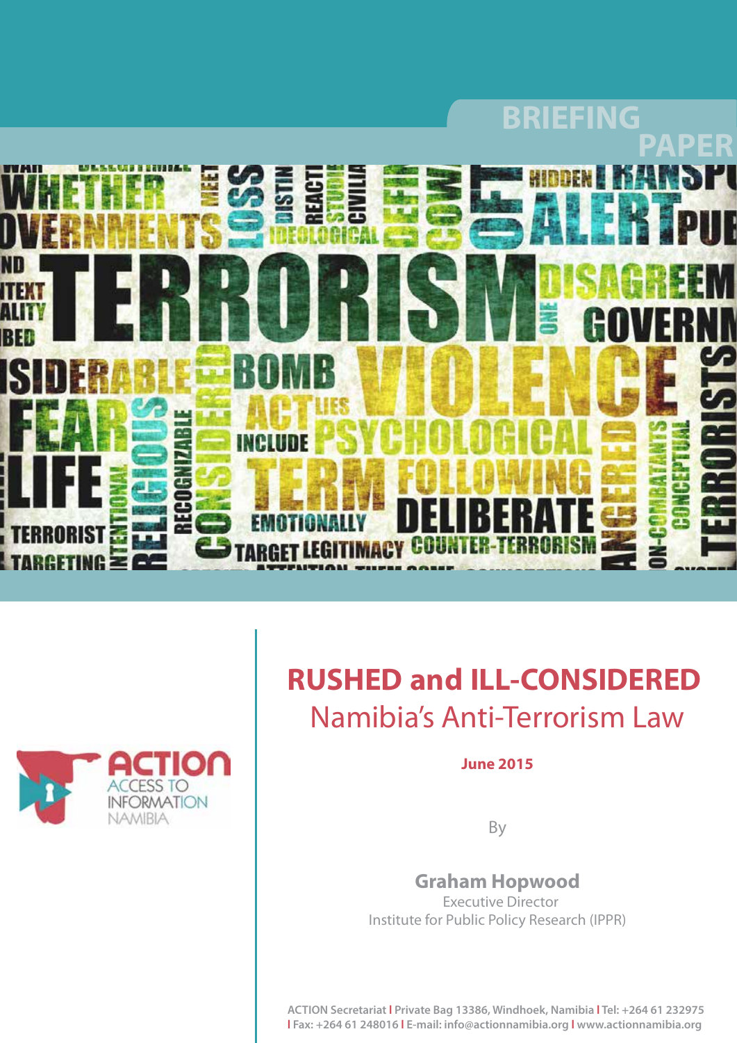BRIEFING PAPER

# RUSHED and ILL-CONSIDERED

## Namibia's Anti-Terrorism Law

**June 2015**

By

**Graham Hopwood**
Executive Director
Institute for Public Policy Research (IPPR)

ACTION ACCESS TO INFORMATION NAMIBIA

ACTION Secretariat | Private Bag 13386, Windhoek, Namibia | Tel: +264 61 232975 | Fax: +264 61 248016 | E-mail: info@actionnamibia.org | www.actionnamibia.org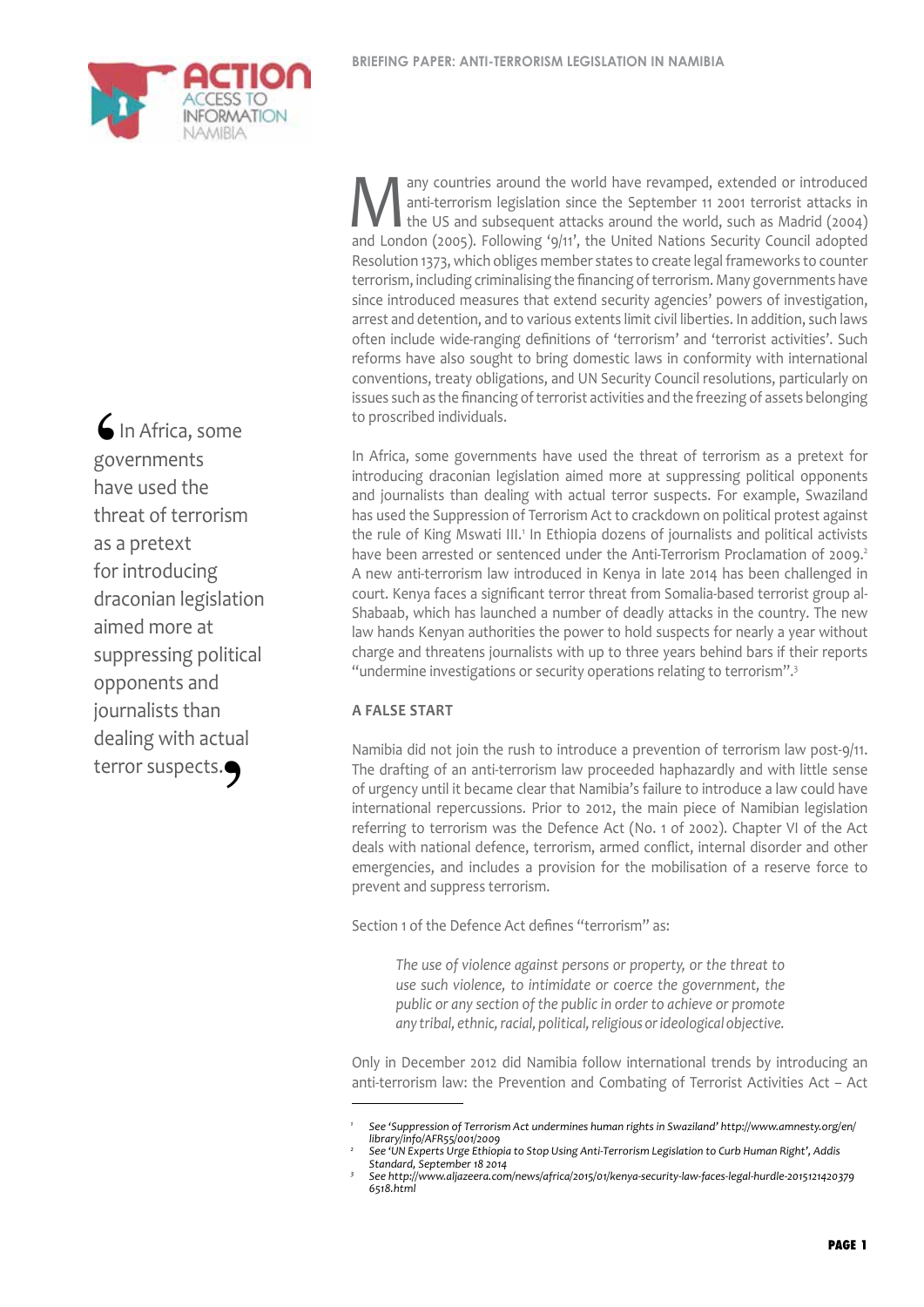Many countries around the world have revamped, extended or introduced anti-terrorism legislation since the September 11 2001 terrorist attacks in the US and subsequent attacks around the world, such as Madrid (2004) and London (2005). Following '9/11', the United Nations Security Council adopted Resolution 1373, which obliges member states to create legal frameworks to counter terrorism, including criminalising the financing of terrorism. Many governments have since introduced measures that extend security agencies' powers of investigation, arrest and detention, and to various extents limit civil liberties. In addition, such laws often include wide-ranging definitions of 'terrorism' and 'terrorist activities'. Such reforms have also sought to bring domestic laws in conformity with international conventions, treaty obligations, and UN Security Council resolutions, particularly on issues such as the financing of terrorist activities and the freezing of assets belonging to proscribed individuals.

> In Africa, some governments have used the threat of terrorism as a pretext for introducing draconian legislation aimed more at suppressing political opponents and journalists than dealing with actual terror suspects.

In Africa, some governments have used the threat of terrorism as a pretext for introducing draconian legislation aimed more at suppressing political opponents and journalists than dealing with actual terror suspects. For example, Swaziland has used the Suppression of Terrorism Act to crackdown on political protest against the rule of King Mswati III.[1] In Ethiopia dozens of journalists and political activists have been arrested or sentenced under the Anti-Terrorism Proclamation of 2009.[2] A new anti-terrorism law introduced in Kenya in late 2014 has been challenged in court. Kenya faces a significant terror threat from Somalia-based terrorist group al-Shabaab, which has launched a number of deadly attacks in the country. The new law hands Kenyan authorities the power to hold suspects for nearly a year without charge and threatens journalists with up to three years behind bars if their reports "undermine investigations or security operations relating to terrorism".[3]

### A FALSE START

Namibia did not join the rush to introduce a prevention of terrorism law post-9/11. The drafting of an anti-terrorism law proceeded haphazardly and with little sense of urgency until it became clear that Namibia's failure to introduce a law could have international repercussions. Prior to 2012, the main piece of Namibian legislation referring to terrorism was the Defence Act (No. 1 of 2002). Chapter VI of the Act deals with national defence, terrorism, armed conflict, internal disorder and other emergencies, and includes a provision for the mobilisation of a reserve force to prevent and suppress terrorism.

Section 1 of the Defence Act defines "terrorism" as:

> *The use of violence against persons or property, or the threat to use such violence, to intimidate or coerce the government, the public or any section of the public in order to achieve or promote any tribal, ethnic, racial, political, religious or ideological objective.*

Only in December 2012 did Namibia follow international trends by introducing an anti-terrorism law: the Prevention and Combating of Terrorist Activities Act – Act

---

[1] *See 'Suppression of Terrorism Act undermines human rights in Swaziland' http://www.amnesty.org/en/library/info/AFR55/001/2009*

[2] *See 'UN Experts Urge Ethiopia to Stop Using Anti-Terrorism Legislation to Curb Human Right', Addis Standard, September 18 2014*

[3] *See http://www.aljazeera.com/news/africa/2015/01/kenya-security-law-faces-legal-hurdle-20151214203796518.html*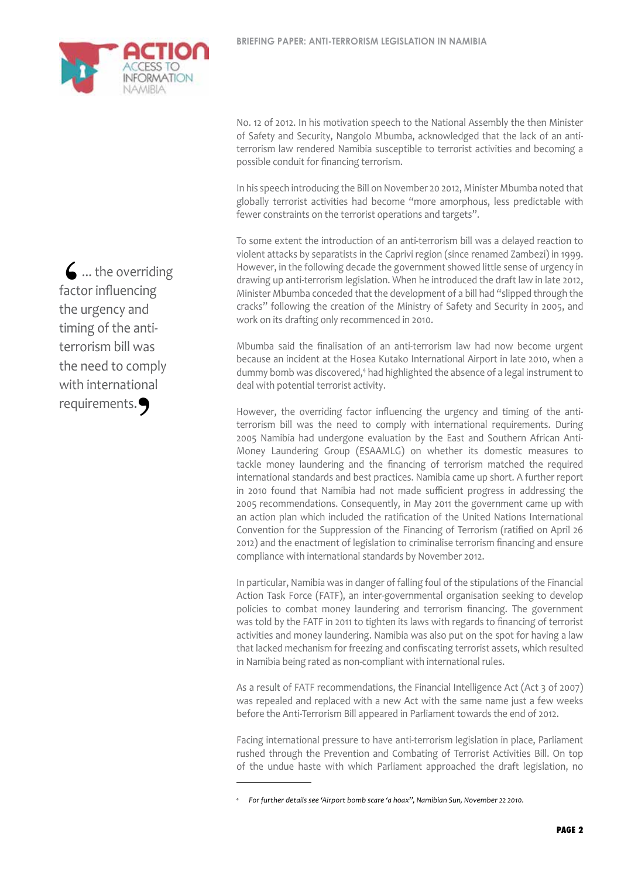No. 12 of 2012. In his motivation speech to the National Assembly the then Minister of Safety and Security, Nangolo Mbumba, acknowledged that the lack of an anti-terrorism law rendered Namibia susceptible to terrorist activities and becoming a possible conduit for financing terrorism.

In his speech introducing the Bill on November 20 2012, Minister Mbumba noted that globally terrorist activities had become "more amorphous, less predictable with fewer constraints on the terrorist operations and targets".

To some extent the introduction of an anti-terrorism bill was a delayed reaction to violent attacks by separatists in the Caprivi region (since renamed Zambezi) in 1999. However, in the following decade the government showed little sense of urgency in drawing up anti-terrorism legislation. When he introduced the draft law in late 2012, Minister Mbumba conceded that the development of a bill had "slipped through the cracks" following the creation of the Ministry of Safety and Security in 2005, and work on its drafting only recommenced in 2010.

Mbumba said the finalisation of an anti-terrorism law had now become urgent because an incident at the Hosea Kutako International Airport in late 2010, when a dummy bomb was discovered,[4] had highlighted the absence of a legal instrument to deal with potential terrorist activity.

> ... the overriding factor influencing the urgency and timing of the anti-terrorism bill was the need to comply with international requirements.

However, the overriding factor influencing the urgency and timing of the anti-terrorism bill was the need to comply with international requirements. During 2005 Namibia had undergone evaluation by the East and Southern African Anti-Money Laundering Group (ESAAMLG) on whether its domestic measures to tackle money laundering and the financing of terrorism matched the required international standards and best practices. Namibia came up short. A further report in 2010 found that Namibia had not made sufficient progress in addressing the 2005 recommendations. Consequently, in May 2011 the government came up with an action plan which included the ratification of the United Nations International Convention for the Suppression of the Financing of Terrorism (ratified on April 26 2012) and the enactment of legislation to criminalise terrorism financing and ensure compliance with international standards by November 2012.

In particular, Namibia was in danger of falling foul of the stipulations of the Financial Action Task Force (FATF), an inter-governmental organisation seeking to develop policies to combat money laundering and terrorism financing. The government was told by the FATF in 2011 to tighten its laws with regards to financing of terrorist activities and money laundering. Namibia was also put on the spot for having a law that lacked mechanism for freezing and confiscating terrorist assets, which resulted in Namibia being rated as non-compliant with international rules.

As a result of FATF recommendations, the Financial Intelligence Act (Act 3 of 2007) was repealed and replaced with a new Act with the same name just a few weeks before the Anti-Terrorism Bill appeared in Parliament towards the end of 2012.

Facing international pressure to have anti-terrorism legislation in place, Parliament rushed through the Prevention and Combating of Terrorist Activities Bill. On top of the undue haste with which Parliament approached the draft legislation, no

---

[4] *For further details see 'Airport bomb scare 'a hoax'', Namibian Sun, November 22 2010.*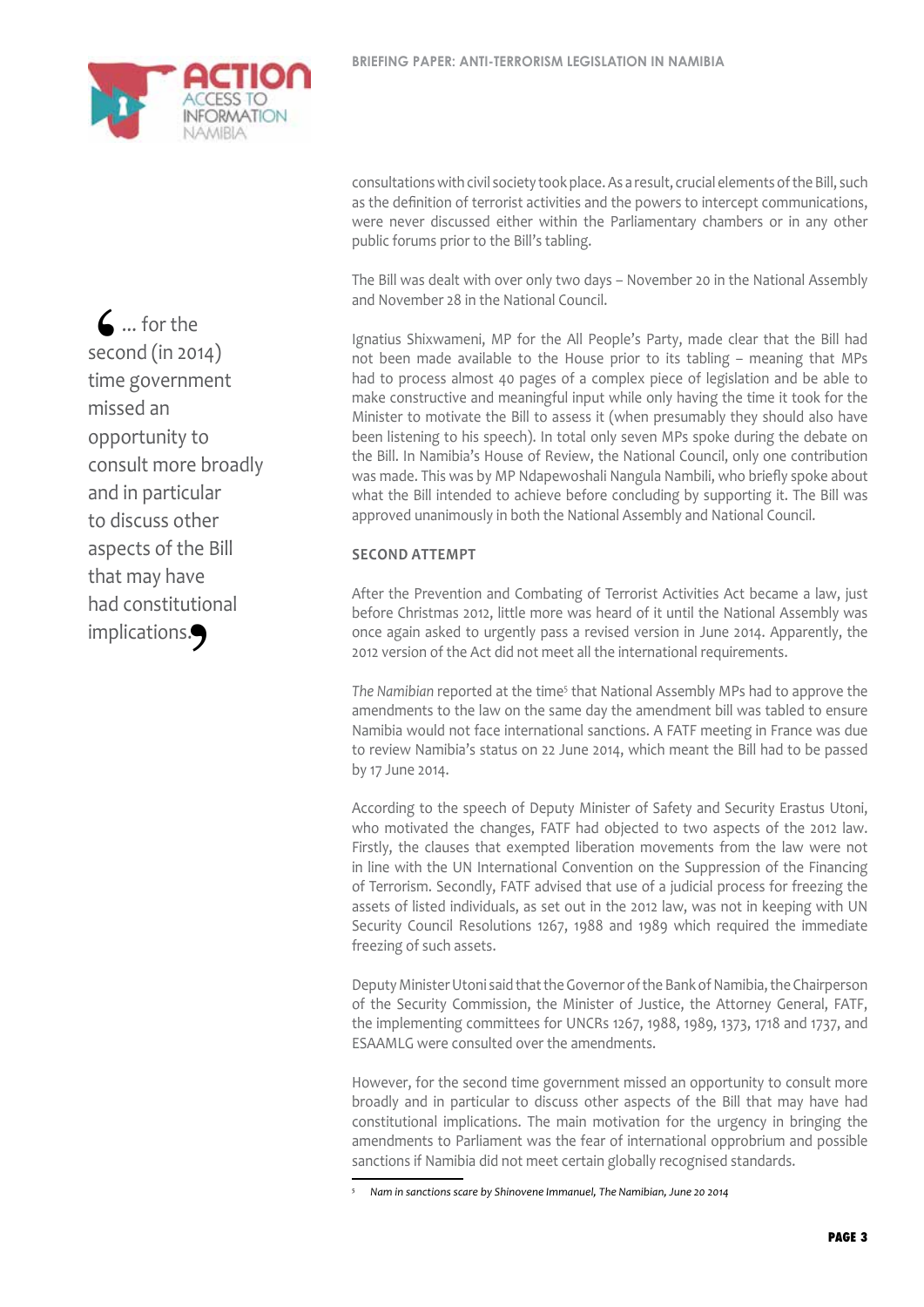consultations with civil society took place. As a result, crucial elements of the Bill, such as the definition of terrorist activities and the powers to intercept communications, were never discussed either within the Parliamentary chambers or in any other public forums prior to the Bill's tabling.

The Bill was dealt with over only two days – November 20 in the National Assembly and November 28 in the National Council.

Ignatius Shixwameni, MP for the All People's Party, made clear that the Bill had not been made available to the House prior to its tabling – meaning that MPs had to process almost 40 pages of a complex piece of legislation and be able to make constructive and meaningful input while only having the time it took for the Minister to motivate the Bill to assess it (when presumably they should also have been listening to his speech). In total only seven MPs spoke during the debate on the Bill. In Namibia's House of Review, the National Council, only one contribution was made. This was by MP Ndapewoshali Nangula Nambili, who briefly spoke about what the Bill intended to achieve before concluding by supporting it. The Bill was approved unanimously in both the National Assembly and National Council.

> '... for the second (in 2014) time government missed an opportunity to consult more broadly and in particular to discuss other aspects of the Bill that may have had constitutional implications.'

### SECOND ATTEMPT

After the Prevention and Combating of Terrorist Activities Act became a law, just before Christmas 2012, little more was heard of it until the National Assembly was once again asked to urgently pass a revised version in June 2014. Apparently, the 2012 version of the Act did not meet all the international requirements.

*The Namibian* reported at the time[5] that National Assembly MPs had to approve the amendments to the law on the same day the amendment bill was tabled to ensure Namibia would not face international sanctions. A FATF meeting in France was due to review Namibia's status on 22 June 2014, which meant the Bill had to be passed by 17 June 2014.

According to the speech of Deputy Minister of Safety and Security Erastus Utoni, who motivated the changes, FATF had objected to two aspects of the 2012 law. Firstly, the clauses that exempted liberation movements from the law were not in line with the UN International Convention on the Suppression of the Financing of Terrorism. Secondly, FATF advised that use of a judicial process for freezing the assets of listed individuals, as set out in the 2012 law, was not in keeping with UN Security Council Resolutions 1267, 1988 and 1989 which required the immediate freezing of such assets.

Deputy Minister Utoni said that the Governor of the Bank of Namibia, the Chairperson of the Security Commission, the Minister of Justice, the Attorney General, FATF, the implementing committees for UNCRs 1267, 1988, 1989, 1373, 1718 and 1737, and ESAAMLG were consulted over the amendments.

However, for the second time government missed an opportunity to consult more broadly and in particular to discuss other aspects of the Bill that may have had constitutional implications. The main motivation for the urgency in bringing the amendments to Parliament was the fear of international opprobrium and possible sanctions if Namibia did not meet certain globally recognised standards.

---

[5] *Nam in sanctions scare by Shinovene Immanuel, The Namibian, June 20 2014*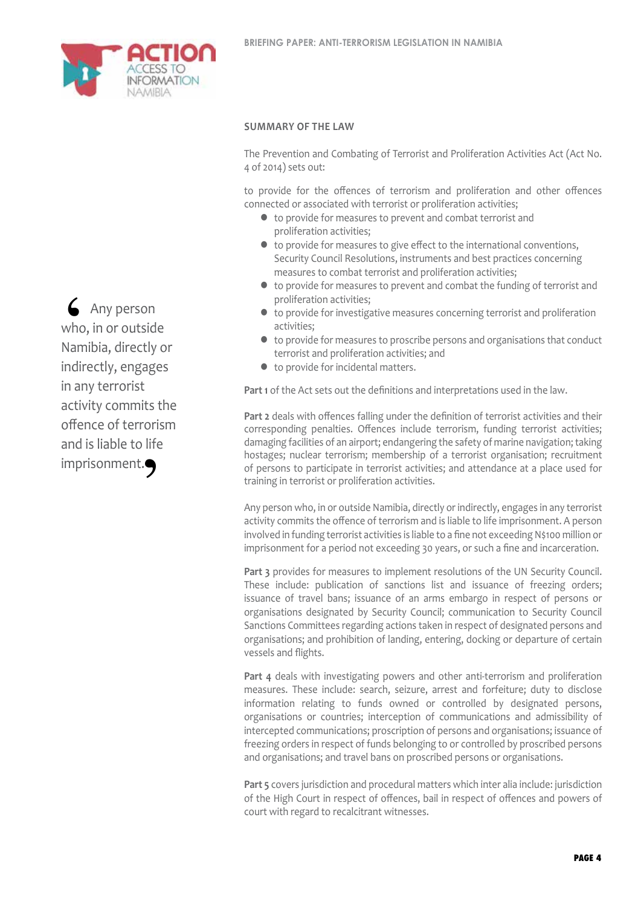## SUMMARY OF THE LAW

The Prevention and Combating of Terrorist and Proliferation Activities Act (Act No. 4 of 2014) sets out:

to provide for the offences of terrorism and proliferation and other offences connected or associated with terrorist or proliferation activities;

- to provide for measures to prevent and combat terrorist and proliferation activities;
- to provide for measures to give effect to the international conventions, Security Council Resolutions, instruments and best practices concerning measures to combat terrorist and proliferation activities;
- to provide for measures to prevent and combat the funding of terrorist and proliferation activities;
- to provide for investigative measures concerning terrorist and proliferation activities;
- to provide for measures to proscribe persons and organisations that conduct terrorist and proliferation activities; and
- to provide for incidental matters.

**Part 1** of the Act sets out the definitions and interpretations used in the law.

**Part 2** deals with offences falling under the definition of terrorist activities and their corresponding penalties. Offences include terrorism, funding terrorist activities; damaging facilities of an airport; endangering the safety of marine navigation; taking hostages; nuclear terrorism; membership of a terrorist organisation; recruitment of persons to participate in terrorist activities; and attendance at a place used for training in terrorist or proliferation activities.

Any person who, in or outside Namibia, directly or indirectly, engages in any terrorist activity commits the offence of terrorism and is liable to life imprisonment. A person involved in funding terrorist activities is liable to a fine not exceeding N$100 million or imprisonment for a period not exceeding 30 years, or such a fine and incarceration.

> "Any person who, in or outside Namibia, directly or indirectly, engages in any terrorist activity commits the offence of terrorism and is liable to life imprisonment."

**Part 3** provides for measures to implement resolutions of the UN Security Council. These include: publication of sanctions list and issuance of freezing orders; issuance of travel bans; issuance of an arms embargo in respect of persons or organisations designated by Security Council; communication to Security Council Sanctions Committees regarding actions taken in respect of designated persons and organisations; and prohibition of landing, entering, docking or departure of certain vessels and flights.

**Part 4** deals with investigating powers and other anti-terrorism and proliferation measures. These include: search, seizure, arrest and forfeiture; duty to disclose information relating to funds owned or controlled by designated persons, organisations or countries; interception of communications and admissibility of intercepted communications; proscription of persons and organisations; issuance of freezing orders in respect of funds belonging to or controlled by proscribed persons and organisations; and travel bans on proscribed persons or organisations.

**Part 5** covers jurisdiction and procedural matters which inter alia include: jurisdiction of the High Court in respect of offences, bail in respect of offences and powers of court with regard to recalcitrant witnesses.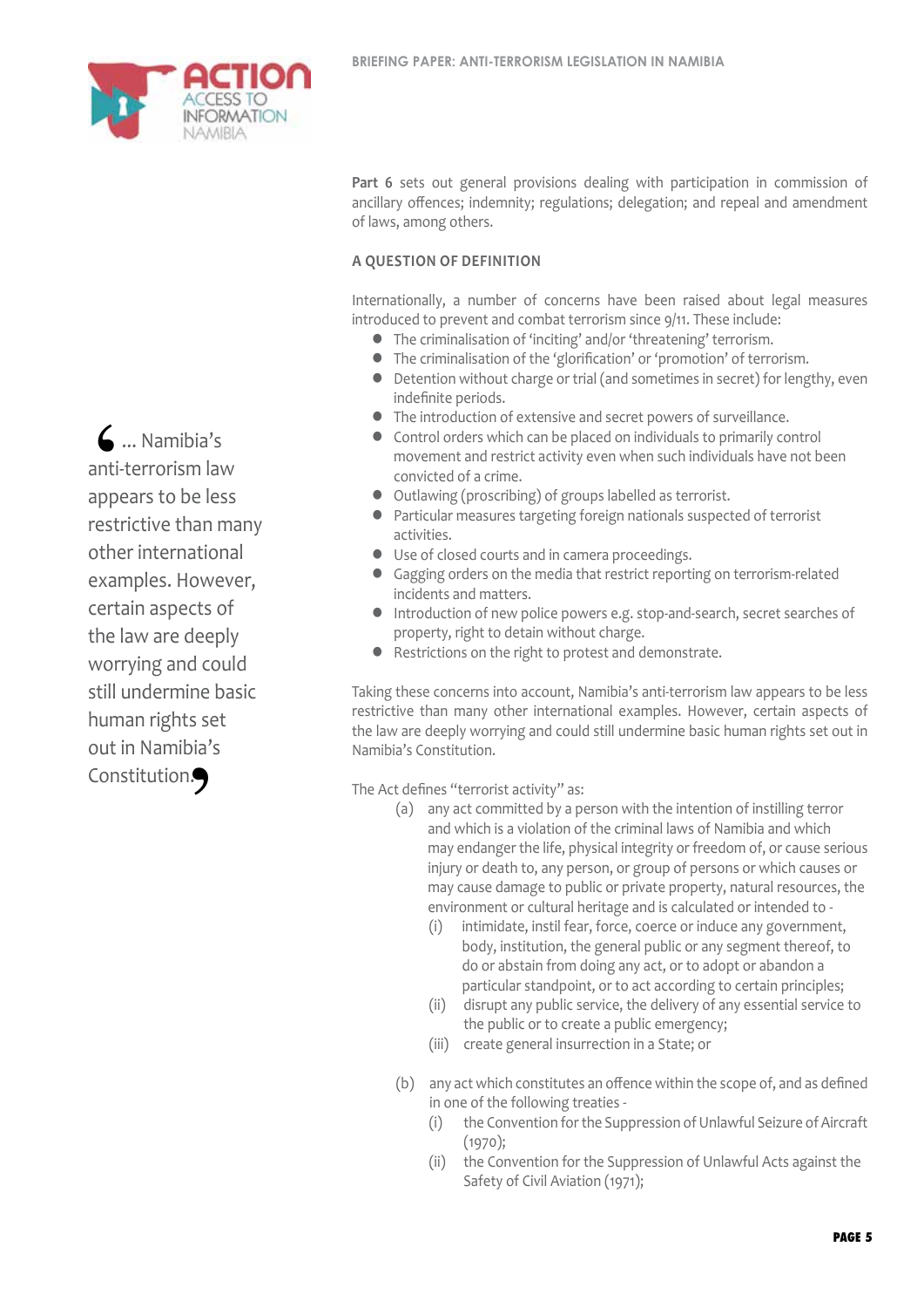**Part 6** sets out general provisions dealing with participation in commission of ancillary offences; indemnity; regulations; delegation; and repeal and amendment of laws, among others.

### A QUESTION OF DEFINITION

Internationally, a number of concerns have been raised about legal measures introduced to prevent and combat terrorism since 9/11. These include:

- The criminalisation of 'inciting' and/or 'threatening' terrorism.
- The criminalisation of the 'glorification' or 'promotion' of terrorism.
- Detention without charge or trial (and sometimes in secret) for lengthy, even indefinite periods.
- The introduction of extensive and secret powers of surveillance.
- Control orders which can be placed on individuals to primarily control movement and restrict activity even when such individuals have not been convicted of a crime.
- Outlawing (proscribing) of groups labelled as terrorist.
- Particular measures targeting foreign nationals suspected of terrorist activities.
- Use of closed courts and in camera proceedings.
- Gagging orders on the media that restrict reporting on terrorism-related incidents and matters.
- Introduction of new police powers e.g. stop-and-search, secret searches of property, right to detain without charge.
- Restrictions on the right to protest and demonstrate.

Taking these concerns into account, Namibia's anti-terrorism law appears to be less restrictive than many other international examples. However, certain aspects of the law are deeply worrying and could still undermine basic human rights set out in Namibia's Constitution.

> "... Namibia's anti-terrorism law appears to be less restrictive than many other international examples. However, certain aspects of the law are deeply worrying and could still undermine basic human rights set out in Namibia's Constitution."

The Act defines "terrorist activity" as:

(a) any act committed by a person with the intention of instilling terror and which is a violation of the criminal laws of Namibia and which may endanger the life, physical integrity or freedom of, or cause serious injury or death to, any person, or group of persons or which causes or may cause damage to public or private property, natural resources, the environment or cultural heritage and is calculated or intended to -

  (i) intimidate, instil fear, force, coerce or induce any government, body, institution, the general public or any segment thereof, to do or abstain from doing any act, or to adopt or abandon a particular standpoint, or to act according to certain principles;

  (ii) disrupt any public service, the delivery of any essential service to the public or to create a public emergency;

  (iii) create general insurrection in a State; or

(b) any act which constitutes an offence within the scope of, and as defined in one of the following treaties -

  (i) the Convention for the Suppression of Unlawful Seizure of Aircraft (1970);

  (ii) the Convention for the Suppression of Unlawful Acts against the Safety of Civil Aviation (1971);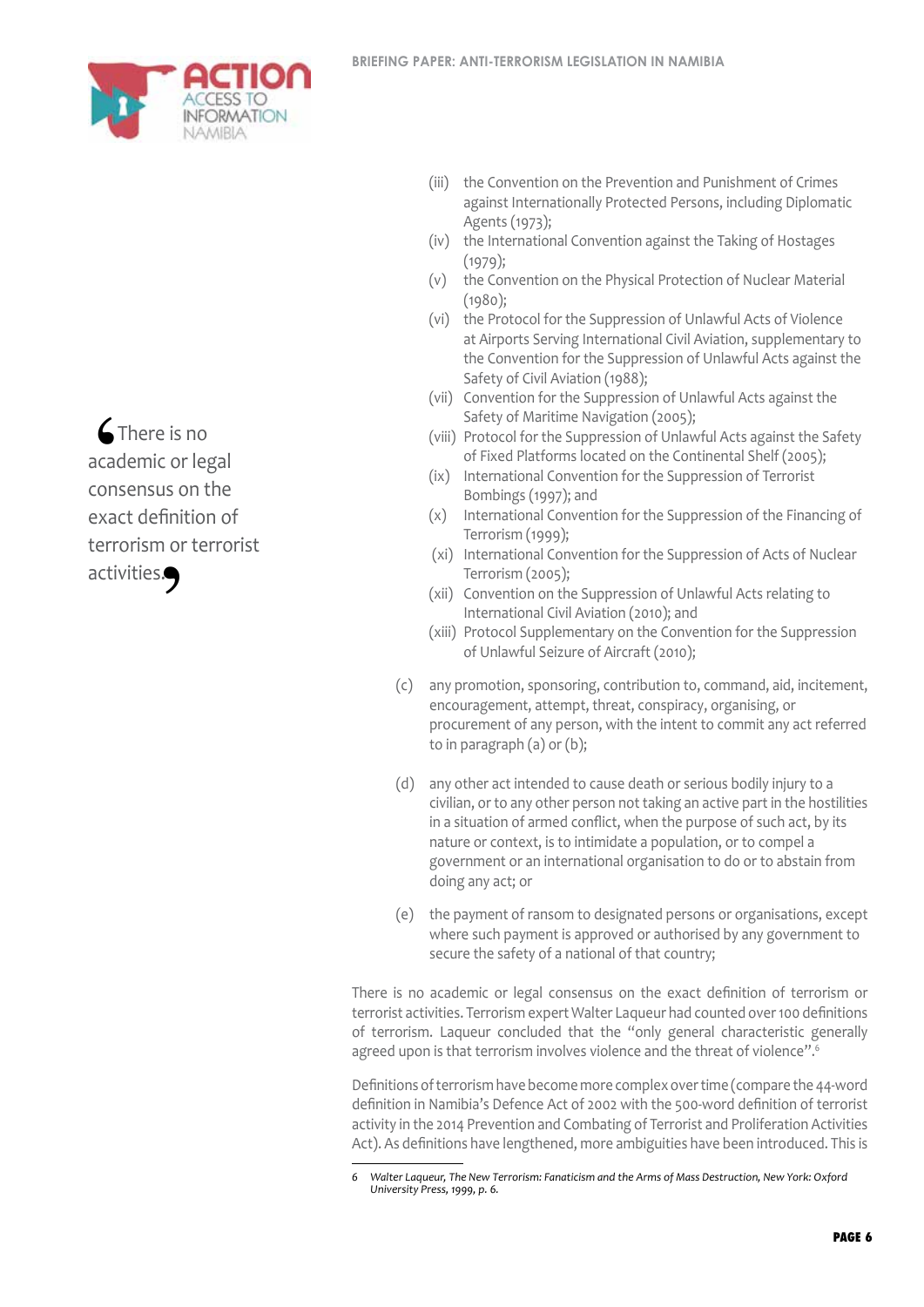(iii) the Convention on the Prevention and Punishment of Crimes against Internationally Protected Persons, including Diplomatic Agents (1973);

(iv) the International Convention against the Taking of Hostages (1979);

(v) the Convention on the Physical Protection of Nuclear Material (1980);

(vi) the Protocol for the Suppression of Unlawful Acts of Violence at Airports Serving International Civil Aviation, supplementary to the Convention for the Suppression of Unlawful Acts against the Safety of Civil Aviation (1988);

(vii) Convention for the Suppression of Unlawful Acts against the Safety of Maritime Navigation (2005);

(viii) Protocol for the Suppression of Unlawful Acts against the Safety of Fixed Platforms located on the Continental Shelf (2005);

(ix) International Convention for the Suppression of Terrorist Bombings (1997); and

(x) International Convention for the Suppression of the Financing of Terrorism (1999);

(xi) International Convention for the Suppression of Acts of Nuclear Terrorism (2005);

(xii) Convention on the Suppression of Unlawful Acts relating to International Civil Aviation (2010); and

(xiii) Protocol Supplementary on the Convention for the Suppression of Unlawful Seizure of Aircraft (2010);

(c) any promotion, sponsoring, contribution to, command, aid, incitement, encouragement, attempt, threat, conspiracy, organising, or procurement of any person, with the intent to commit any act referred to in paragraph (a) or (b);

(d) any other act intended to cause death or serious bodily injury to a civilian, or to any other person not taking an active part in the hostilities in a situation of armed conflict, when the purpose of such act, by its nature or context, is to intimidate a population, or to compel a government or an international organisation to do or to abstain from doing any act; or

(e) the payment of ransom to designated persons or organisations, except where such payment is approved or authorised by any government to secure the safety of a national of that country;

> "There is no academic or legal consensus on the exact definition of terrorism or terrorist activities."

There is no academic or legal consensus on the exact definition of terrorism or terrorist activities. Terrorism expert Walter Laqueur had counted over 100 definitions of terrorism. Laqueur concluded that the "only general characteristic generally agreed upon is that terrorism involves violence and the threat of violence".[6]

Definitions of terrorism have become more complex over time (compare the 44-word definition in Namibia's Defence Act of 2002 with the 500-word definition of terrorist activity in the 2014 Prevention and Combating of Terrorist and Proliferation Activities Act). As definitions have lengthened, more ambiguities have been introduced. This is

---

6 *Walter Laqueur, The New Terrorism: Fanaticism and the Arms of Mass Destruction, New York: Oxford University Press, 1999, p. 6.*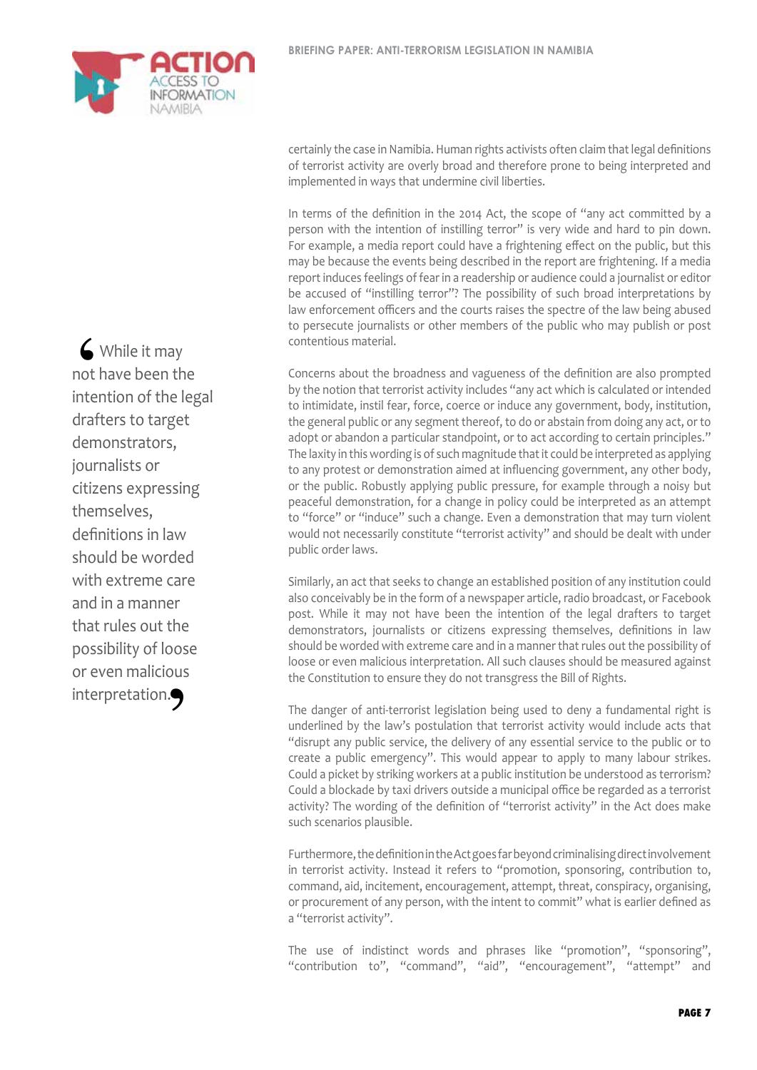certainly the case in Namibia. Human rights activists often claim that legal definitions of terrorist activity are overly broad and therefore prone to being interpreted and implemented in ways that undermine civil liberties.

In terms of the definition in the 2014 Act, the scope of "any act committed by a person with the intention of instilling terror" is very wide and hard to pin down. For example, a media report could have a frightening effect on the public, but this may be because the events being described in the report are frightening. If a media report induces feelings of fear in a readership or audience could a journalist or editor be accused of "instilling terror"? The possibility of such broad interpretations by law enforcement officers and the courts raises the spectre of the law being abused to persecute journalists or other members of the public who may publish or post contentious material.

> "While it may not have been the intention of the legal drafters to target demonstrators, journalists or citizens expressing themselves, definitions in law should be worded with extreme care and in a manner that rules out the possibility of loose or even malicious interpretation."

Concerns about the broadness and vagueness of the definition are also prompted by the notion that terrorist activity includes "any act which is calculated or intended to intimidate, instil fear, force, coerce or induce any government, body, institution, the general public or any segment thereof, to do or abstain from doing any act, or to adopt or abandon a particular standpoint, or to act according to certain principles." The laxity in this wording is of such magnitude that it could be interpreted as applying to any protest or demonstration aimed at influencing government, any other body, or the public. Robustly applying public pressure, for example through a noisy but peaceful demonstration, for a change in policy could be interpreted as an attempt to "force" or "induce" such a change. Even a demonstration that may turn violent would not necessarily constitute "terrorist activity" and should be dealt with under public order laws.

Similarly, an act that seeks to change an established position of any institution could also conceivably be in the form of a newspaper article, radio broadcast, or Facebook post. While it may not have been the intention of the legal drafters to target demonstrators, journalists or citizens expressing themselves, definitions in law should be worded with extreme care and in a manner that rules out the possibility of loose or even malicious interpretation. All such clauses should be measured against the Constitution to ensure they do not transgress the Bill of Rights.

The danger of anti-terrorist legislation being used to deny a fundamental right is underlined by the law's postulation that terrorist activity would include acts that "disrupt any public service, the delivery of any essential service to the public or to create a public emergency". This would appear to apply to many labour strikes. Could a picket by striking workers at a public institution be understood as terrorism? Could a blockade by taxi drivers outside a municipal office be regarded as a terrorist activity? The wording of the definition of "terrorist activity" in the Act does make such scenarios plausible.

Furthermore, the definition in the Act goes far beyond criminalising direct involvement in terrorist activity. Instead it refers to "promotion, sponsoring, contribution to, command, aid, incitement, encouragement, attempt, threat, conspiracy, organising, or procurement of any person, with the intent to commit" what is earlier defined as a "terrorist activity".

The use of indistinct words and phrases like "promotion", "sponsoring", "contribution to", "command", "aid", "encouragement", "attempt" and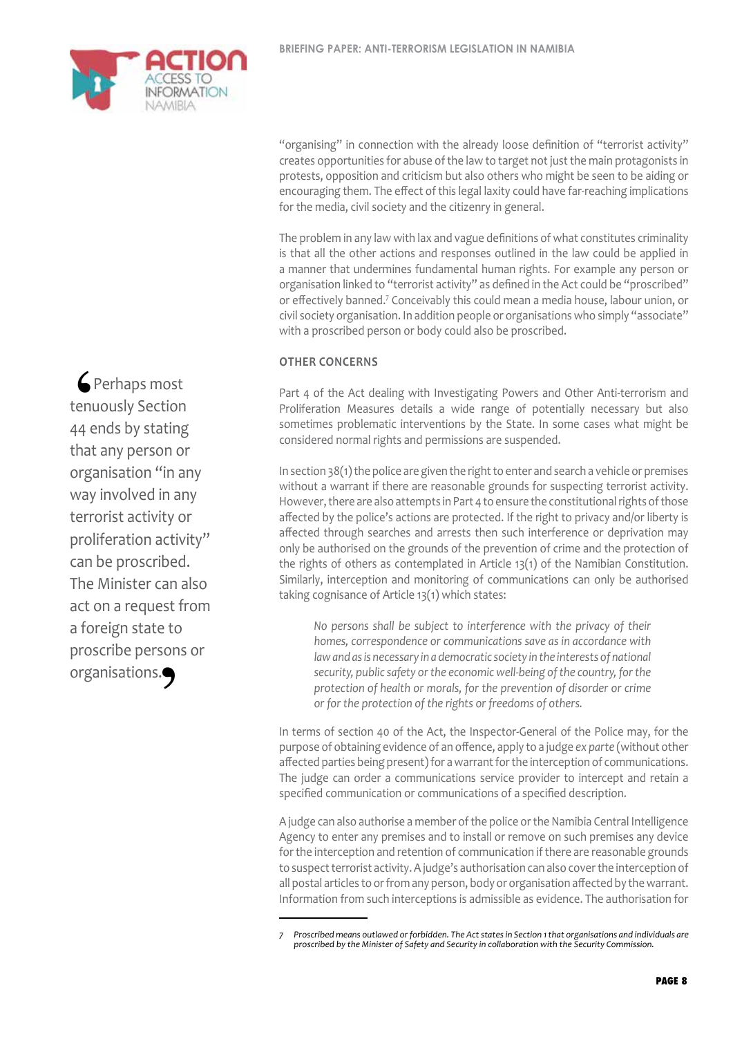"organising" in connection with the already loose definition of "terrorist activity" creates opportunities for abuse of the law to target not just the main protagonists in protests, opposition and criticism but also others who might be seen to be aiding or encouraging them. The effect of this legal laxity could have far-reaching implications for the media, civil society and the citizenry in general.

The problem in any law with lax and vague definitions of what constitutes criminality is that all the other actions and responses outlined in the law could be applied in a manner that undermines fundamental human rights. For example any person or organisation linked to "terrorist activity" as defined in the Act could be "proscribed" or effectively banned.[7] Conceivably this could mean a media house, labour union, or civil society organisation. In addition people or organisations who simply "associate" with a proscribed person or body could also be proscribed.

> Perhaps most tenuously Section 44 ends by stating that any person or organisation "in any way involved in any terrorist activity or proliferation activity" can be proscribed. The Minister can also act on a request from a foreign state to proscribe persons or organisations.

### OTHER CONCERNS

Part 4 of the Act dealing with Investigating Powers and Other Anti-terrorism and Proliferation Measures details a wide range of potentially necessary but also sometimes problematic interventions by the State. In some cases what might be considered normal rights and permissions are suspended.

In section 38(1) the police are given the right to enter and search a vehicle or premises without a warrant if there are reasonable grounds for suspecting terrorist activity. However, there are also attempts in Part 4 to ensure the constitutional rights of those affected by the police's actions are protected. If the right to privacy and/or liberty is affected through searches and arrests then such interference or deprivation may only be authorised on the grounds of the prevention of crime and the protection of the rights of others as contemplated in Article 13(1) of the Namibian Constitution. Similarly, interception and monitoring of communications can only be authorised taking cognisance of Article 13(1) which states:

> *No persons shall be subject to interference with the privacy of their homes, correspondence or communications save as in accordance with law and as is necessary in a democratic society in the interests of national security, public safety or the economic well-being of the country, for the protection of health or morals, for the prevention of disorder or crime or for the protection of the rights or freedoms of others.*

In terms of section 40 of the Act, the Inspector-General of the Police may, for the purpose of obtaining evidence of an offence, apply to a judge *ex parte* (without other affected parties being present) for a warrant for the interception of communications. The judge can order a communications service provider to intercept and retain a specified communication or communications of a specified description.

A judge can also authorise a member of the police or the Namibia Central Intelligence Agency to enter any premises and to install or remove on such premises any device for the interception and retention of communication if there are reasonable grounds to suspect terrorist activity. A judge's authorisation can also cover the interception of all postal articles to or from any person, body or organisation affected by the warrant. Information from such interceptions is admissible as evidence. The authorisation for

---

7 *Proscribed means outlawed or forbidden. The Act states in Section 1 that organisations and individuals are proscribed by the Minister of Safety and Security in collaboration with the Security Commission.*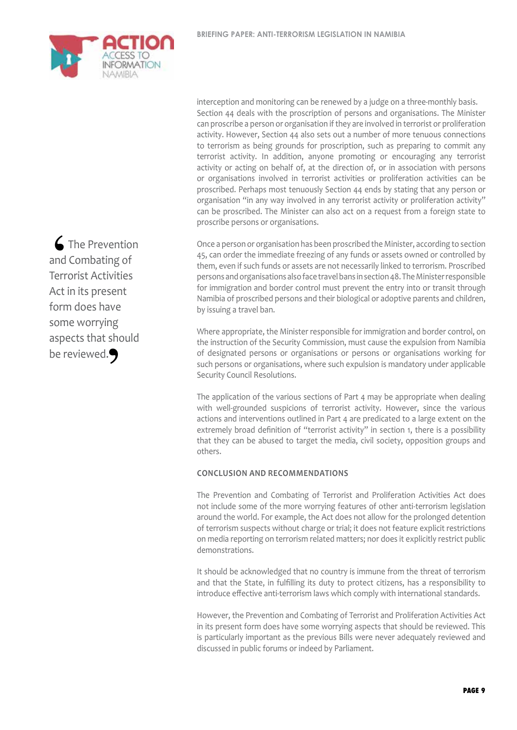interception and monitoring can be renewed by a judge on a three-monthly basis. Section 44 deals with the proscription of persons and organisations. The Minister can proscribe a person or organisation if they are involved in terrorist or proliferation activity. However, Section 44 also sets out a number of more tenuous connections to terrorism as being grounds for proscription, such as preparing to commit any terrorist activity. In addition, anyone promoting or encouraging any terrorist activity or acting on behalf of, at the direction of, or in association with persons or organisations involved in terrorist activities or proliferation activities can be proscribed. Perhaps most tenuously Section 44 ends by stating that any person or organisation "in any way involved in any terrorist activity or proliferation activity" can be proscribed. The Minister can also act on a request from a foreign state to proscribe persons or organisations.

> "The Prevention and Combating of Terrorist Activities Act in its present form does have some worrying aspects that should be reviewed."

Once a person or organisation has been proscribed the Minister, according to section 45, can order the immediate freezing of any funds or assets owned or controlled by them, even if such funds or assets are not necessarily linked to terrorism. Proscribed persons and organisations also face travel bans in section 48. The Minister responsible for immigration and border control must prevent the entry into or transit through Namibia of proscribed persons and their biological or adoptive parents and children, by issuing a travel ban.

Where appropriate, the Minister responsible for immigration and border control, on the instruction of the Security Commission, must cause the expulsion from Namibia of designated persons or organisations or persons or organisations working for such persons or organisations, where such expulsion is mandatory under applicable Security Council Resolutions.

The application of the various sections of Part 4 may be appropriate when dealing with well-grounded suspicions of terrorist activity. However, since the various actions and interventions outlined in Part 4 are predicated to a large extent on the extremely broad definition of "terrorist activity" in section 1, there is a possibility that they can be abused to target the media, civil society, opposition groups and others.

## CONCLUSION AND RECOMMENDATIONS

The Prevention and Combating of Terrorist and Proliferation Activities Act does not include some of the more worrying features of other anti-terrorism legislation around the world. For example, the Act does not allow for the prolonged detention of terrorism suspects without charge or trial; it does not feature explicit restrictions on media reporting on terrorism related matters; nor does it explicitly restrict public demonstrations.

It should be acknowledged that no country is immune from the threat of terrorism and that the State, in fulfilling its duty to protect citizens, has a responsibility to introduce effective anti-terrorism laws which comply with international standards.

However, the Prevention and Combating of Terrorist and Proliferation Activities Act in its present form does have some worrying aspects that should be reviewed. This is particularly important as the previous Bills were never adequately reviewed and discussed in public forums or indeed by Parliament.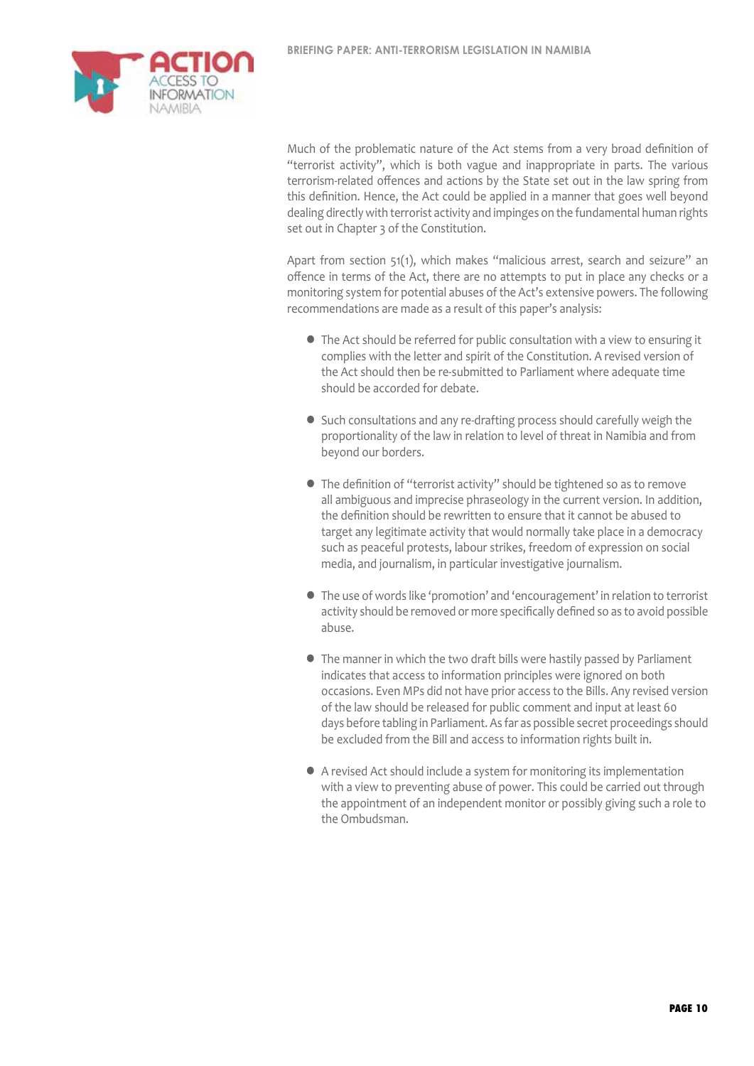Much of the problematic nature of the Act stems from a very broad definition of "terrorist activity", which is both vague and inappropriate in parts. The various terrorism-related offences and actions by the State set out in the law spring from this definition. Hence, the Act could be applied in a manner that goes well beyond dealing directly with terrorist activity and impinges on the fundamental human rights set out in Chapter 3 of the Constitution.

Apart from section 51(1), which makes "malicious arrest, search and seizure" an offence in terms of the Act, there are no attempts to put in place any checks or a monitoring system for potential abuses of the Act's extensive powers. The following recommendations are made as a result of this paper's analysis:

- The Act should be referred for public consultation with a view to ensuring it complies with the letter and spirit of the Constitution. A revised version of the Act should then be re-submitted to Parliament where adequate time should be accorded for debate.

- Such consultations and any re-drafting process should carefully weigh the proportionality of the law in relation to level of threat in Namibia and from beyond our borders.

- The definition of "terrorist activity" should be tightened so as to remove all ambiguous and imprecise phraseology in the current version. In addition, the definition should be rewritten to ensure that it cannot be abused to target any legitimate activity that would normally take place in a democracy such as peaceful protests, labour strikes, freedom of expression on social media, and journalism, in particular investigative journalism.

- The use of words like 'promotion' and 'encouragement' in relation to terrorist activity should be removed or more specifically defined so as to avoid possible abuse.

- The manner in which the two draft bills were hastily passed by Parliament indicates that access to information principles were ignored on both occasions. Even MPs did not have prior access to the Bills. Any revised version of the law should be released for public comment and input at least 60 days before tabling in Parliament. As far as possible secret proceedings should be excluded from the Bill and access to information rights built in.

- A revised Act should include a system for monitoring its implementation with a view to preventing abuse of power. This could be carried out through the appointment of an independent monitor or possibly giving such a role to the Ombudsman.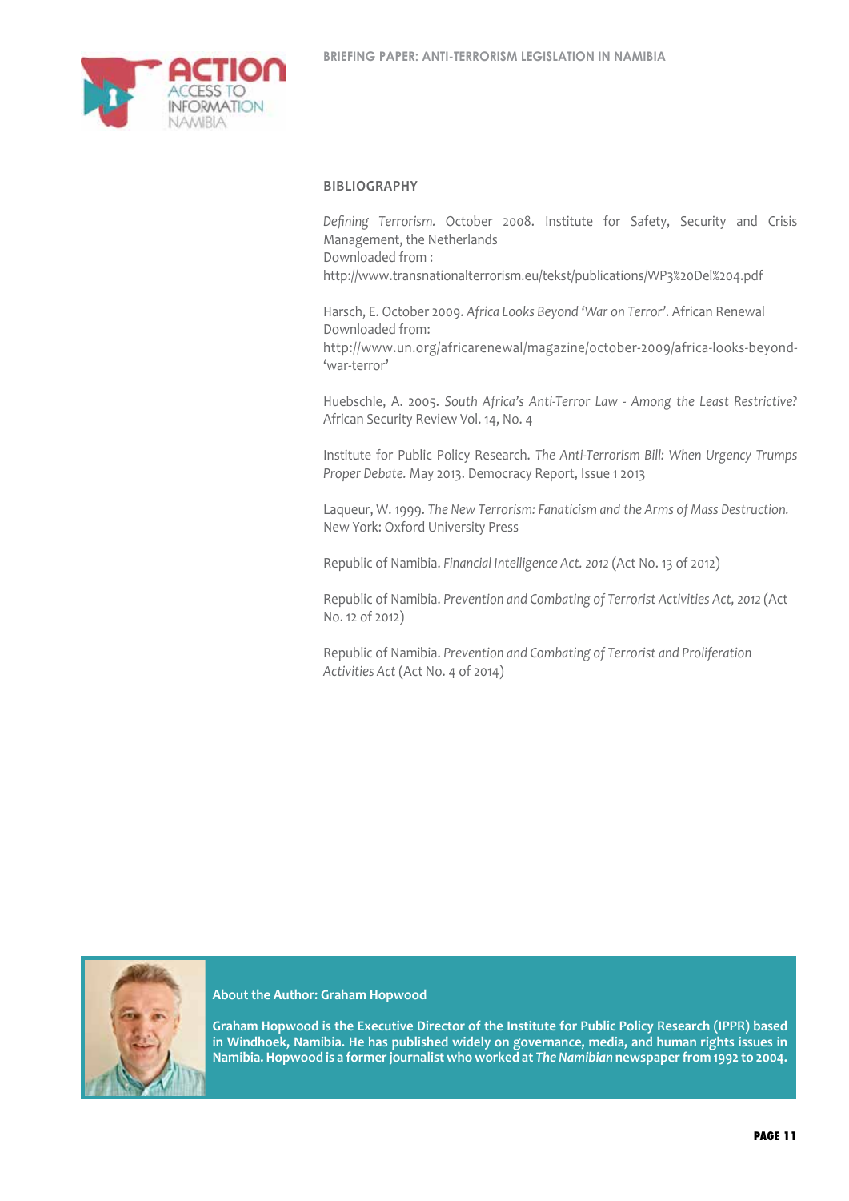## BIBLIOGRAPHY

*Defining Terrorism.* October 2008. Institute for Safety, Security and Crisis Management, the Netherlands
Downloaded from :
http://www.transnationalterrorism.eu/tekst/publications/WP3%20Del%204.pdf

Harsch, E. October 2009. *Africa Looks Beyond 'War on Terror'*. African Renewal
Downloaded from:
http://www.un.org/africarenewal/magazine/october-2009/africa-looks-beyond-'war-terror'

Huebschle, A. 2005. *South Africa's Anti-Terror Law - Among the Least Restrictive?* African Security Review Vol. 14, No. 4

Institute for Public Policy Research. *The Anti-Terrorism Bill: When Urgency Trumps Proper Debate.* May 2013. Democracy Report, Issue 1 2013

Laqueur, W. 1999. *The New Terrorism: Fanaticism and the Arms of Mass Destruction.* New York: Oxford University Press

Republic of Namibia. *Financial Intelligence Act. 2012* (Act No. 13 of 2012)

Republic of Namibia. *Prevention and Combating of Terrorist Activities Act, 2012* (Act No. 12 of 2012)

Republic of Namibia. *Prevention and Combating of Terrorist and Proliferation Activities Act* (Act No. 4 of 2014)

**About the Author: Graham Hopwood**

**Graham Hopwood is the Executive Director of the Institute for Public Policy Research (IPPR) based in Windhoek, Namibia. He has published widely on governance, media, and human rights issues in Namibia. Hopwood is a former journalist who worked at *The Namibian* newspaper from 1992 to 2004.**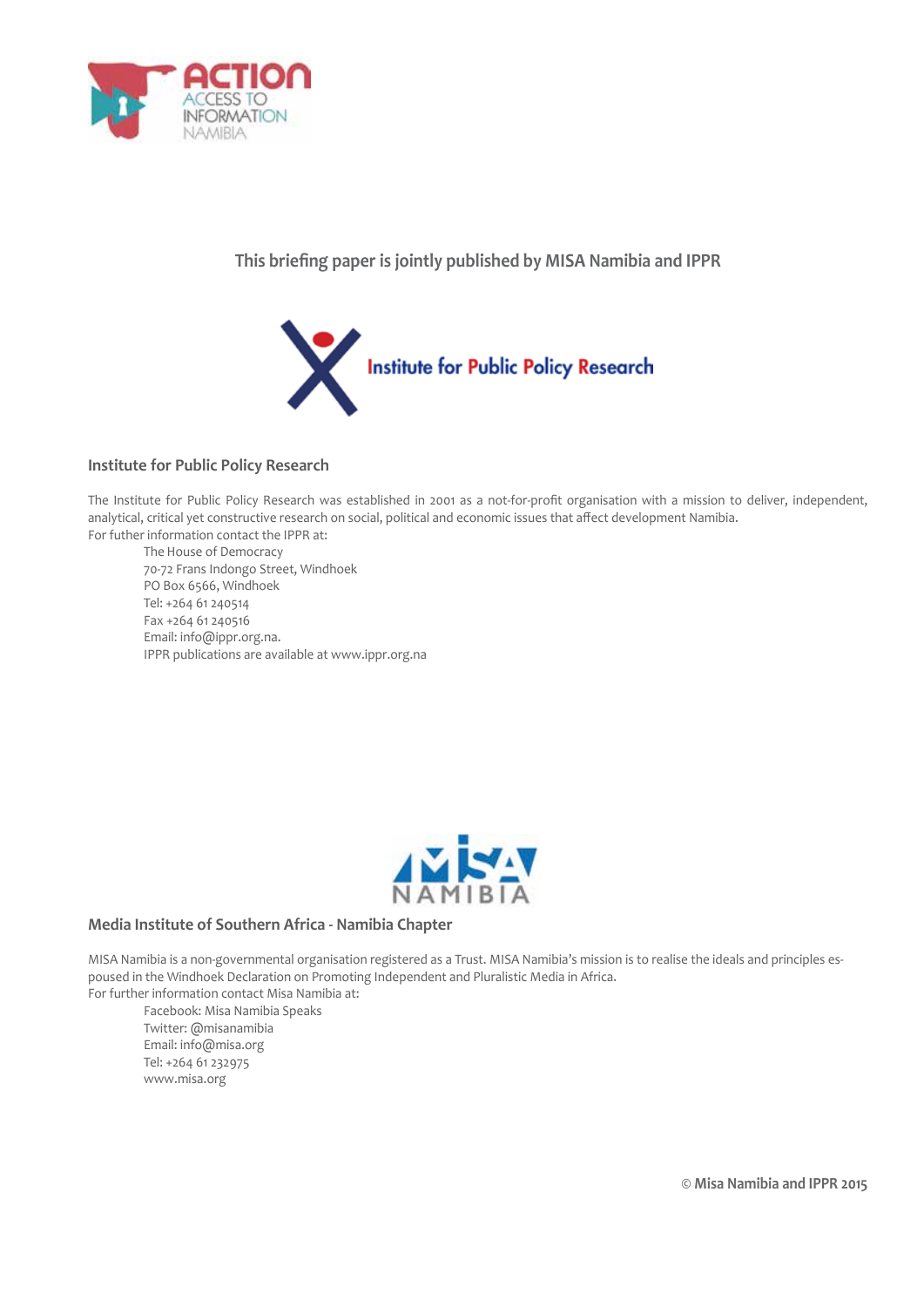ACTION
ACCESS TO
INFORMATION
NAMIBIA

This briefing paper is jointly published by MISA Namibia and IPPR

Institute for Public Policy Research

## Institute for Public Policy Research

The Institute for Public Policy Research was established in 2001 as a not-for-profit organisation with a mission to deliver, independent, analytical, critical yet constructive research on social, political and economic issues that affect development Namibia.
For futher information contact the IPPR at:

The House of Democracy
70-72 Frans Indongo Street, Windhoek
PO Box 6566, Windhoek
Tel: +264 61 240514
Fax +264 61 240516
Email: info@ippr.org.na.
IPPR publications are available at www.ippr.org.na

MISA NAMIBIA

## Media Institute of Southern Africa - Namibia Chapter

MISA Namibia is a non-governmental organisation registered as a Trust. MISA Namibia's mission is to realise the ideals and principles espoused in the Windhoek Declaration on Promoting Independent and Pluralistic Media in Africa.
For further information contact Misa Namibia at:

Facebook: Misa Namibia Speaks
Twitter: @misanamibia
Email: info@misa.org
Tel: +264 61 232975
www.misa.org

© Misa Namibia and IPPR 2015